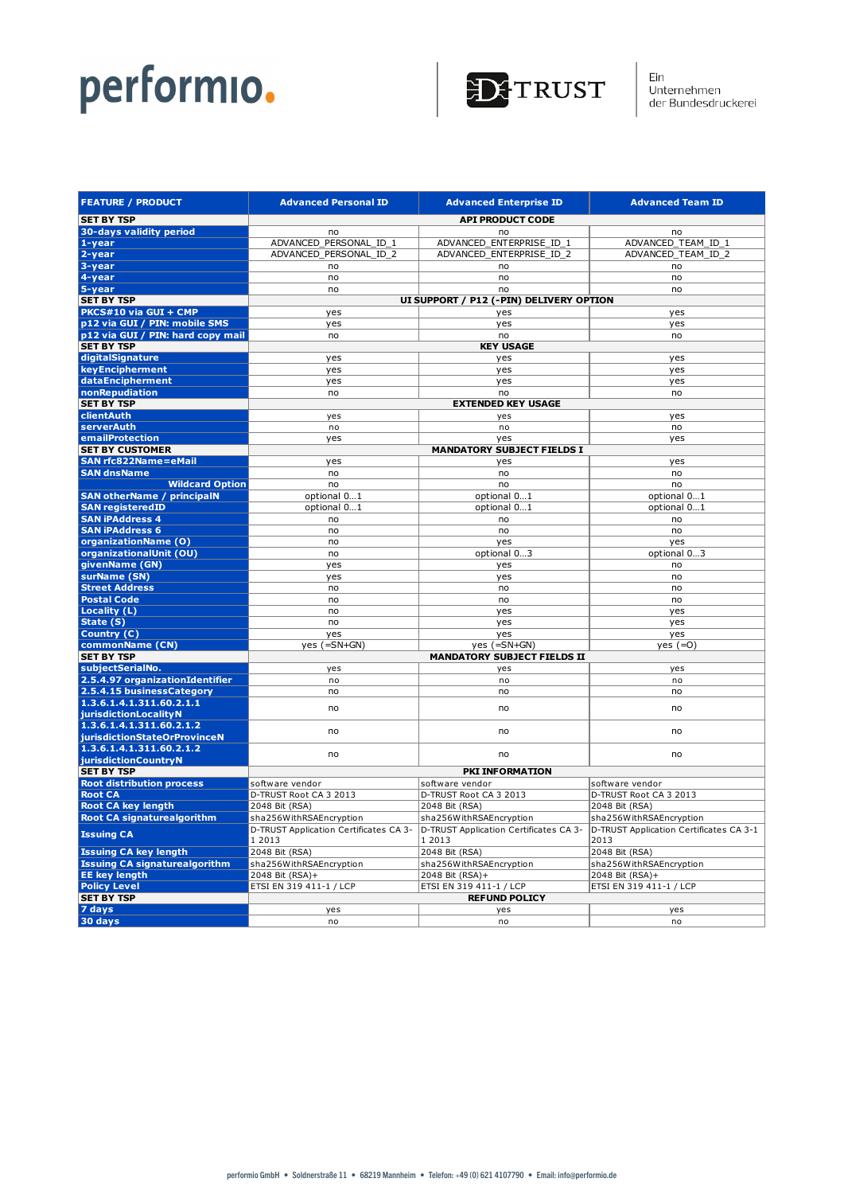performio. | D-TRUST | Ein Unternehmen der Bundesdruckerei

| FEATURE / PRODUCT | Advanced Personal ID | Advanced Enterprise ID | Advanced Team ID |
|---|---|---|---|
| **SET BY TSP** | **API PRODUCT CODE** | | |
| 30-days validity period | no | no | no |
| 1-year | ADVANCED_PERSONAL_ID_1 | ADVANCED_ENTERPRISE_ID_1 | ADVANCED_TEAM_ID_1 |
| 2-year | ADVANCED_PERSONAL_ID_2 | ADVANCED_ENTERPRISE_ID_2 | ADVANCED_TEAM_ID_2 |
| 3-year | no | no | no |
| 4-year | no | no | no |
| 5-year | no | no | no |
| **SET BY TSP** | **UI SUPPORT / P12 (-PIN) DELIVERY OPTION** | | |
| PKCS#10 via GUI + CMP | yes | yes | yes |
| p12 via GUI / PIN: mobile SMS | yes | yes | yes |
| p12 via GUI / PIN: hard copy mail | no | no | no |
| **SET BY TSP** | **KEY USAGE** | | |
| digitalSignature | yes | yes | yes |
| keyEncipherment | yes | yes | yes |
| dataEncipherment | yes | yes | yes |
| nonRepudiation | no | no | no |
| **SET BY TSP** | **EXTENDED KEY USAGE** | | |
| clientAuth | yes | yes | yes |
| serverAuth | no | no | no |
| emailProtection | yes | yes | yes |
| **SET BY CUSTOMER** | **MANDATORY SUBJECT FIELDS I** | | |
| SAN rfc822Name=eMail | yes | yes | yes |
| SAN dnsName | no | no | no |
| Wildcard Option | no | no | no |
| SAN otherName / principalN | optional 0...1 | optional 0...1 | optional 0...1 |
| SAN registeredID | optional 0...1 | optional 0...1 | optional 0...1 |
| SAN iPAddress 4 | no | no | no |
| SAN iPAddress 6 | no | no | no |
| organizationName (O) | no | yes | yes |
| organizationalUnit (OU) | no | optional 0...3 | optional 0...3 |
| givenName (GN) | yes | yes | no |
| surName (SN) | yes | yes | no |
| Street Address | no | no | no |
| Postal Code | no | no | no |
| Locality (L) | no | yes | yes |
| State (S) | no | yes | yes |
| Country (C) | yes | yes | yes |
| commonName (CN) | yes (=SN+GN) | yes (=SN+GN) | yes (=O) |
| **SET BY TSP** | **MANDATORY SUBJECT FIELDS II** | | |
| subjectSerialNo. | yes | yes | yes |
| 2.5.4.97 organizationIdentifier | no | no | no |
| 2.5.4.15 businessCategory | no | no | no |
| 1.3.6.1.4.1.311.60.2.1.1 jurisdictionLocalityN | no | no | no |
| 1.3.6.1.4.1.311.60.2.1.2 jurisdictionStateOrProvinceN | no | no | no |
| 1.3.6.1.4.1.311.60.2.1.3 jurisdictionCountryN | no | no | no |
| **SET BY TSP** | **PKI INFORMATION** | | |
| Root distribution process | software vendor | software vendor | software vendor |
| Root CA | D-TRUST Root CA 3 2013 | D-TRUST Root CA 3 2013 | D-TRUST Root CA 3 2013 |
| Root CA key length | 2048 Bit (RSA) | 2048 Bit (RSA) | 2048 Bit (RSA) |
| Root CA signaturealgorithm | sha256WithRSAEncryption | sha256WithRSAEncryption | sha256WithRSAEncryption |
| Issuing CA | D-TRUST Application Certificates CA 3-1 2013 | D-TRUST Application Certificates CA 3-1 2013 | D-TRUST Application Certificates CA 3-1 2013 |
| Issuing CA key length | 2048 Bit (RSA) | 2048 Bit (RSA) | 2048 Bit (RSA) |
| Issuing CA signaturealgorithm | sha256WithRSAEncryption | sha256WithRSAEncryption | sha256WithRSAEncryption |
| EE key length | 2048 Bit (RSA)+ | 2048 Bit (RSA)+ | 2048 Bit (RSA)+ |
| Policy Level | ETSI EN 319 411-1 / LCP | ETSI EN 319 411-1 / LCP | ETSI EN 319 411-1 / LCP |
| **SET BY TSP** | **REFUND POLICY** | | |
| 7 days | yes | yes | yes |
| 30 days | no | no | no |

performio GmbH • Soldnerstraße 11 • 68219 Mannheim • Telefon: +49 (0) 621 4107790 • Email: info@performio.de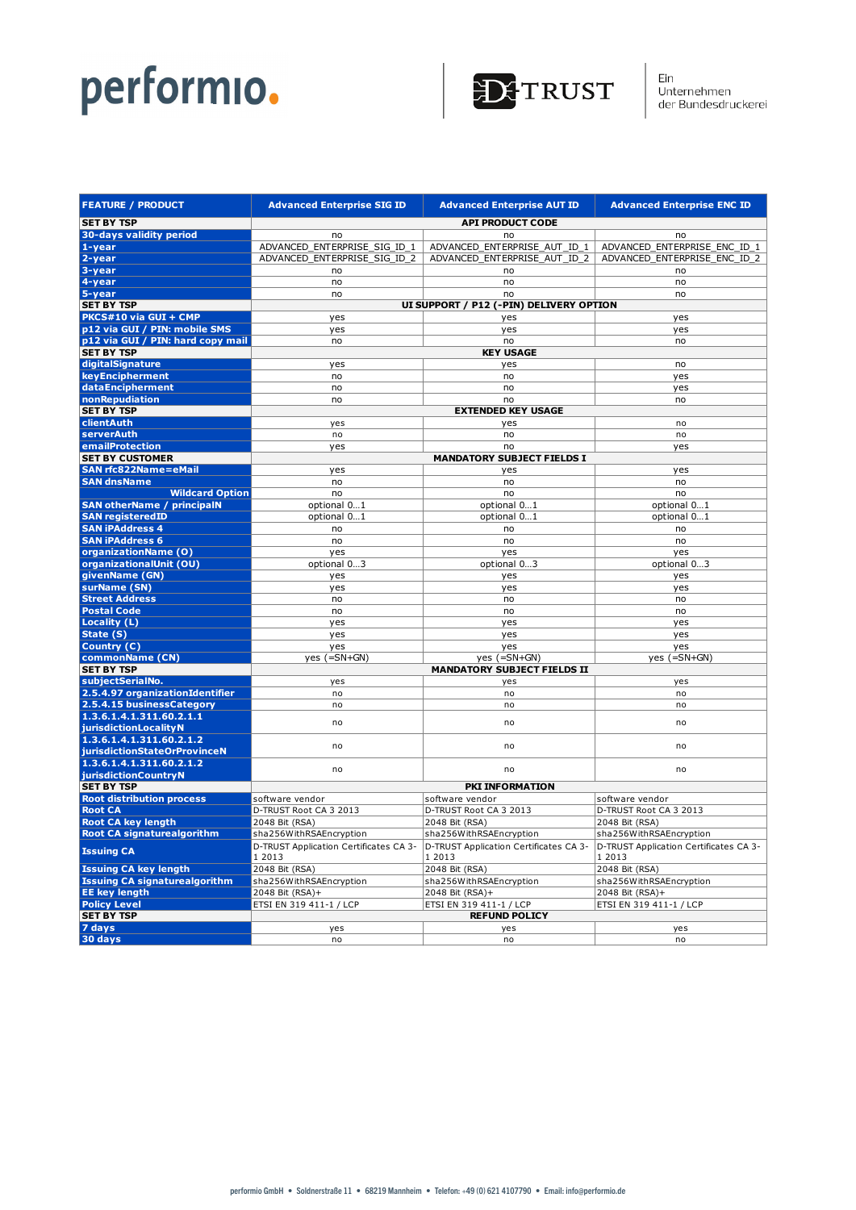performio. | D-TRUST | Ein Unternehmen der Bundesdruckerei

| FEATURE / PRODUCT | Advanced Enterprise SIG ID | Advanced Enterprise AUT ID | Advanced Enterprise ENC ID |
|---|---|---|---|
| **SET BY TSP** | **API PRODUCT CODE** | | |
| 30-days validity period | no | no | no |
| 1-year | ADVANCED_ENTERPRISE_SIG_ID_1 | ADVANCED_ENTERPRISE_AUT_ID_1 | ADVANCED_ENTERPRISE_ENC_ID_1 |
| 2-year | ADVANCED_ENTERPRISE_SIG_ID_2 | ADVANCED_ENTERPRISE_AUT_ID_2 | ADVANCED_ENTERPRISE_ENC_ID_2 |
| 3-year | no | no | no |
| 4-year | no | no | no |
| 5-year | no | no | no |
| **SET BY TSP** | **UI SUPPORT / P12 (-PIN) DELIVERY OPTION** | | |
| PKCS#10 via GUI + CMP | yes | yes | yes |
| p12 via GUI / PIN: mobile SMS | yes | yes | yes |
| p12 via GUI / PIN: hard copy mail | no | no | no |
| **SET BY TSP** | **KEY USAGE** | | |
| digitalSignature | yes | yes | no |
| keyEncipherment | no | no | yes |
| dataEncipherment | no | no | yes |
| nonRepudiation | no | no | no |
| **SET BY TSP** | **EXTENDED KEY USAGE** | | |
| clientAuth | yes | yes | no |
| serverAuth | no | no | no |
| emailProtection | yes | no | yes |
| **SET BY CUSTOMER** | **MANDATORY SUBJECT FIELDS I** | | |
| SAN rfc822Name=eMail | yes | yes | yes |
| SAN dnsName | no | no | no |
| Wildcard Option | no | no | no |
| SAN otherName / principalN | optional 0...1 | optional 0...1 | optional 0...1 |
| SAN registeredID | optional 0...1 | optional 0...1 | optional 0...1 |
| SAN iPAddress 4 | no | no | no |
| SAN iPAddress 6 | no | no | no |
| organizationName (O) | yes | yes | yes |
| organizationalUnit (OU) | optional 0...3 | optional 0...3 | optional 0...3 |
| givenName (GN) | yes | yes | yes |
| surName (SN) | yes | yes | yes |
| Street Address | no | no | no |
| Postal Code | no | no | no |
| Locality (L) | yes | yes | yes |
| State (S) | yes | yes | yes |
| Country (C) | yes | yes | yes |
| commonName (CN) | yes (=SN+GN) | yes (=SN+GN) | yes (=SN+GN) |
| **SET BY TSP** | **MANDATORY SUBJECT FIELDS II** | | |
| subjectSerialNo. | yes | yes | yes |
| 2.5.4.97 organizationIdentifier | no | no | no |
| 2.5.4.15 businessCategory | no | no | no |
| 1.3.6.1.4.1.311.60.2.1.1 jurisdictionLocalityN | no | no | no |
| 1.3.6.1.4.1.311.60.2.1.2 jurisdictionStateOrProvinceN | no | no | no |
| 1.3.6.1.4.1.311.60.2.1.2 jurisdictionCountryN | no | no | no |
| **SET BY TSP** | **PKI INFORMATION** | | |
| Root distribution process | software vendor | software vendor | software vendor |
| Root CA | D-TRUST Root CA 3 2013 | D-TRUST Root CA 3 2013 | D-TRUST Root CA 3 2013 |
| Root CA key length | 2048 Bit (RSA) | 2048 Bit (RSA) | 2048 Bit (RSA) |
| Root CA signaturealgorithm | sha256WithRSAEncryption | sha256WithRSAEncryption | sha256WithRSAEncryption |
| Issuing CA | D-TRUST Application Certificates CA 3-1 2013 | D-TRUST Application Certificates CA 3-1 2013 | D-TRUST Application Certificates CA 3-1 2013 |
| Issuing CA key length | 2048 Bit (RSA) | 2048 Bit (RSA) | 2048 Bit (RSA) |
| Issuing CA signaturealgorithm | sha256WithRSAEncryption | sha256WithRSAEncryption | sha256WithRSAEncryption |
| EE key length | 2048 Bit (RSA)+ | 2048 Bit (RSA)+ | 2048 Bit (RSA)+ |
| Policy Level | ETSI EN 319 411-1 / LCP | ETSI EN 319 411-1 / LCP | ETSI EN 319 411-1 / LCP |
| **SET BY TSP** | **REFUND POLICY** | | |
| 7 days | yes | yes | yes |
| 30 days | no | no | no |

performio GmbH • Soldnerstraße 11 • 68219 Mannheim • Telefon: +49 (0) 621 4107790 • Email: info@performio.de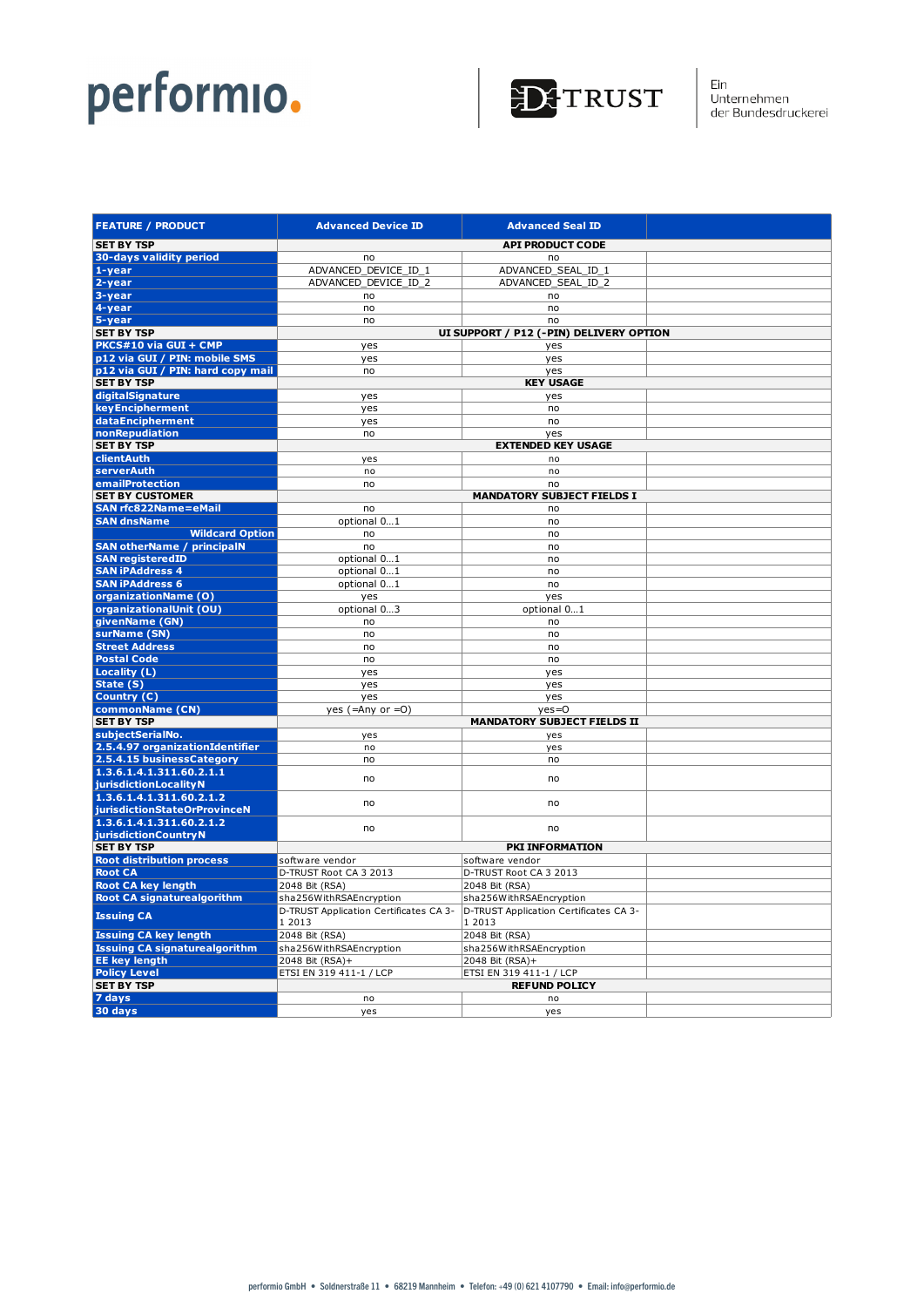performio.

D-TRUST

Ein Unternehmen der Bundesdruckerei

| FEATURE / PRODUCT | Advanced Device ID | Advanced Seal ID | |
|---|---|---|---|
| SET BY TSP | API PRODUCT CODE | | |
| 30-days validity period | no | no | |
| 1-year | ADVANCED_DEVICE_ID_1 | ADVANCED_SEAL_ID_1 | |
| 2-year | ADVANCED_DEVICE_ID_2 | ADVANCED_SEAL_ID_2 | |
| 3-year | no | no | |
| 4-year | no | no | |
| 5-year | no | no | |
| SET BY TSP | UI SUPPORT / P12 (-PIN) DELIVERY OPTION | | |
| PKCS#10 via GUI + CMP | yes | yes | |
| p12 via GUI / PIN: mobile SMS | yes | yes | |
| p12 via GUI / PIN: hard copy mail | no | yes | |
| SET BY TSP | KEY USAGE | | |
| digitalSignature | yes | yes | |
| keyEncipherment | yes | no | |
| dataEncipherment | yes | no | |
| nonRepudiation | no | yes | |
| SET BY TSP | EXTENDED KEY USAGE | | |
| clientAuth | yes | no | |
| serverAuth | no | no | |
| emailProtection | no | no | |
| SET BY CUSTOMER | MANDATORY SUBJECT FIELDS I | | |
| SAN rfc822Name=eMail | no | no | |
| SAN dnsName | optional 0...1 | no | |
| Wildcard Option | no | no | |
| SAN otherName / principalN | no | no | |
| SAN registeredID | optional 0...1 | no | |
| SAN iPAddress 4 | optional 0...1 | no | |
| SAN iPAddress 6 | optional 0...1 | no | |
| organizationName (O) | yes | yes | |
| organizationalUnit (OU) | optional 0...3 | optional 0...1 | |
| givenName (GN) | no | no | |
| surName (SN) | no | no | |
| Street Address | no | no | |
| Postal Code | no | no | |
| Locality (L) | yes | yes | |
| State (S) | yes | yes | |
| Country (C) | yes | yes | |
| commonName (CN) | yes (=Any or =O) | yes=O | |
| SET BY TSP | MANDATORY SUBJECT FIELDS II | | |
| subjectSerialNo. | yes | yes | |
| 2.5.4.97 organizationIdentifier | no | yes | |
| 2.5.4.15 businessCategory | no | no | |
| 1.3.6.1.4.1.311.60.2.1.1 jurisdictionLocalityN | no | no | |
| 1.3.6.1.4.1.311.60.2.1.2 jurisdictionStateOrProvinceN | no | no | |
| 1.3.6.1.4.1.311.60.2.1.2 jurisdictionCountryN | no | no | |
| SET BY TSP | PKI INFORMATION | | |
| Root distribution process | software vendor | software vendor | |
| Root CA | D-TRUST Root CA 3 2013 | D-TRUST Root CA 3 2013 | |
| Root CA key length | 2048 Bit (RSA) | 2048 Bit (RSA) | |
| Root CA signaturealgorithm | sha256WithRSAEncryption | sha256WithRSAEncryption | |
| Issuing CA | D-TRUST Application Certificates CA 3-1 2013 | D-TRUST Application Certificates CA 3-1 2013 | |
| Issuing CA key length | 2048 Bit (RSA) | 2048 Bit (RSA) | |
| Issuing CA signaturealgorithm | sha256WithRSAEncryption | sha256WithRSAEncryption | |
| EE key length | 2048 Bit (RSA)+ | 2048 Bit (RSA)+ | |
| Policy Level | ETSI EN 319 411-1 / LCP | ETSI EN 319 411-1 / LCP | |
| SET BY TSP | REFUND POLICY | | |
| 7 days | no | no | |
| 30 days | yes | yes | |

performio GmbH • Soldnerstraße 11 • 68219 Mannheim • Telefon: +49 (0) 621 4107790 • Email: info@performio.de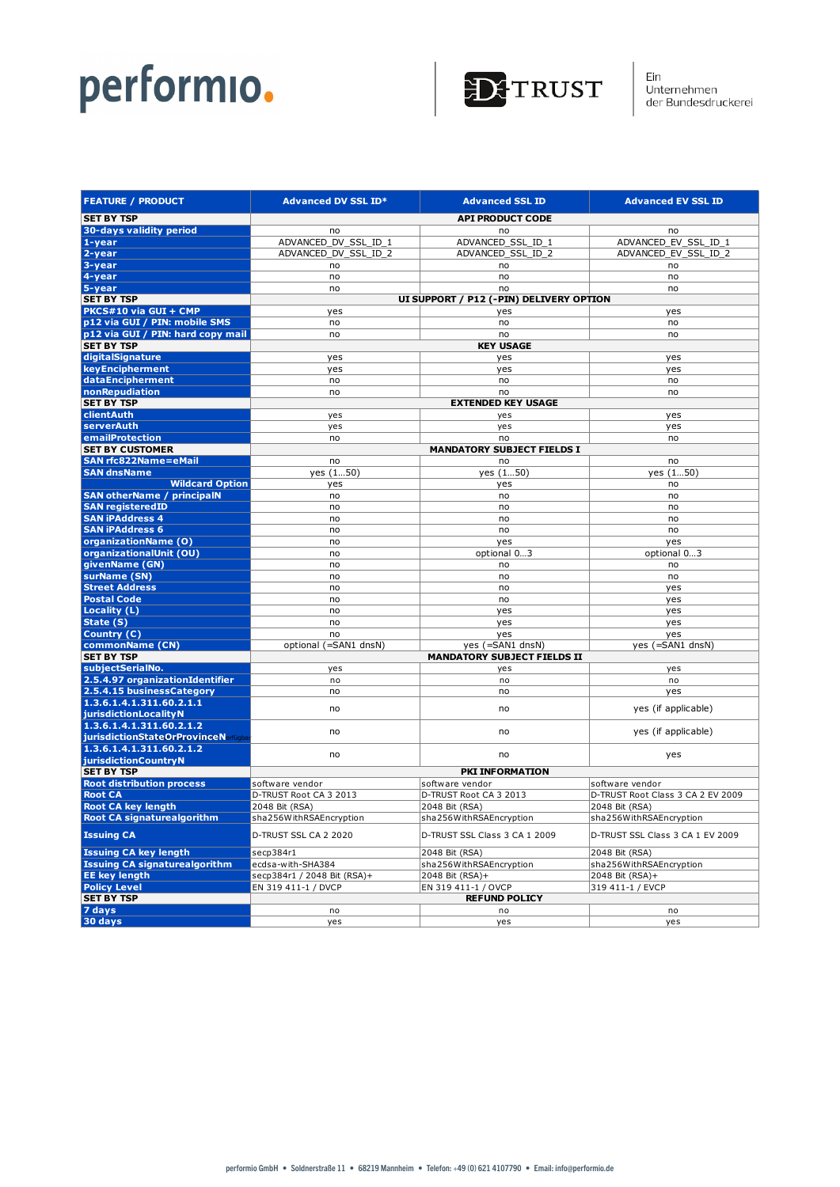| FEATURE / PRODUCT | Advanced DV SSL ID* | Advanced SSL ID | Advanced EV SSL ID |
|---|---|---|---|
| **SET BY TSP** | | **API PRODUCT CODE** | |
| 30-days validity period | no | no | no |
| 1-year | ADVANCED_DV_SSL_ID_1 | ADVANCED_SSL_ID_1 | ADVANCED_EV_SSL_ID_1 |
| 2-year | ADVANCED_DV_SSL_ID_2 | ADVANCED_SSL_ID_2 | ADVANCED_EV_SSL_ID_2 |
| 3-year | no | no | no |
| 4-year | no | no | no |
| 5-year | no | no | no |
| **SET BY TSP** | | **UI SUPPORT / P12 (-PIN) DELIVERY OPTION** | |
| PKCS#10 via GUI + CMP | yes | yes | yes |
| p12 via GUI / PIN: mobile SMS | no | no | no |
| p12 via GUI / PIN: hard copy mail | no | no | no |
| **SET BY TSP** | | **KEY USAGE** | |
| digitalSignature | yes | yes | yes |
| keyEncipherment | yes | yes | yes |
| dataEncipherment | no | no | no |
| nonRepudiation | no | no | no |
| **SET BY TSP** | | **EXTENDED KEY USAGE** | |
| clientAuth | yes | yes | yes |
| serverAuth | yes | yes | yes |
| emailProtection | no | no | no |
| **SET BY CUSTOMER** | | **MANDATORY SUBJECT FIELDS I** | |
| SAN rfc822Name=eMail | no | no | no |
| SAN dnsName | yes (1…50) | yes (1…50) | yes (1…50) |
| Wildcard Option | yes | yes | no |
| SAN otherName / principalN | no | no | no |
| SAN registeredID | no | no | no |
| SAN iPAddress 4 | no | no | no |
| SAN iPAddress 6 | no | no | no |
| organizationName (O) | no | yes | yes |
| organizationalUnit (OU) | no | optional 0…3 | optional 0…3 |
| givenName (GN) | no | no | no |
| surName (SN) | no | no | no |
| Street Address | no | no | yes |
| Postal Code | no | no | yes |
| Locality (L) | no | yes | yes |
| State (S) | no | yes | yes |
| Country (C) | no | yes | yes |
| commonName (CN) | optional (=SAN1 dnsN) | yes (=SAN1 dnsN) | yes (=SAN1 dnsN) |
| **SET BY TSP** | | **MANDATORY SUBJECT FIELDS II** | |
| subjectSerialNo. | yes | yes | yes |
| 2.5.4.97 organizationIdentifier | no | no | no |
| 2.5.4.15 businessCategory | no | no | yes |
| 1.3.6.1.4.1.311.60.2.1.1 jurisdictionLocalityN | no | no | yes (if applicable) |
| 1.3.6.1.4.1.311.60.2.1.2 jurisdictionStateOrProvinceN | no | no | yes (if applicable) |
| 1.3.6.1.4.1.311.60.2.1.2 jurisdictionCountryN | no | no | yes |
| **SET BY TSP** | | **PKI INFORMATION** | |
| Root distribution process | software vendor | software vendor | software vendor |
| Root CA | D-TRUST Root CA 3 2013 | D-TRUST Root CA 3 2013 | D-TRUST Root Class 3 CA 2 EV 2009 |
| Root CA key length | 2048 Bit (RSA) | 2048 Bit (RSA) | 2048 Bit (RSA) |
| Root CA signaturealgorithm | sha256WithRSAEncryption | sha256WithRSAEncryption | sha256WithRSAEncryption |
| Issuing CA | D-TRUST SSL CA 2 2020 | D-TRUST SSL Class 3 CA 1 2009 | D-TRUST SSL Class 3 CA 1 EV 2009 |
| Issuing CA key length | secp384r1 | 2048 Bit (RSA) | 2048 Bit (RSA) |
| Issuing CA signaturealgorithm | ecdsa-with-SHA384 | sha256WithRSAEncryption | sha256WithRSAEncryption |
| EE key length | secp384r1 / 2048 Bit (RSA)+ | 2048 Bit (RSA)+ | 2048 Bit (RSA)+ |
| Policy Level | EN 319 411-1 / DVCP | EN 319 411-1 / OVCP | 319 411-1 / EVCP |
| **SET BY TSP** | | **REFUND POLICY** | |
| 7 days | no | no | no |
| 30 days | yes | yes | yes |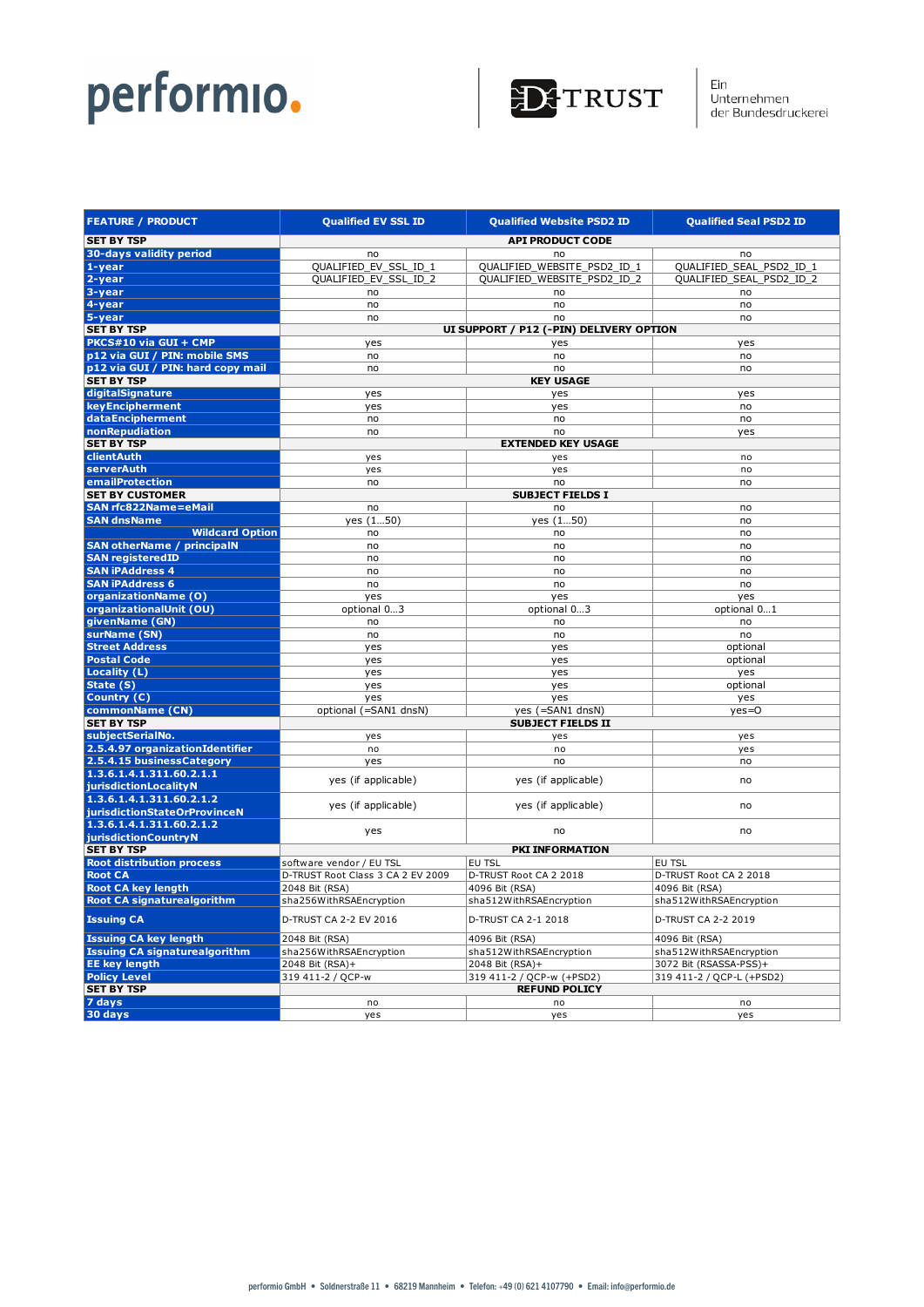| FEATURE / PRODUCT | Qualified EV SSL ID | Qualified Website PSD2 ID | Qualified Seal PSD2 ID |
|---|---|---|---|
| **SET BY TSP** | **API PRODUCT CODE** | | |
| 30-days validity period | no | no | no |
| 1-year | QUALIFIED_EV_SSL_ID_1 | QUALIFIED_WEBSITE_PSD2_ID_1 | QUALIFIED_SEAL_PSD2_ID_1 |
| 2-year | QUALIFIED_EV_SSL_ID_2 | QUALIFIED_WEBSITE_PSD2_ID_2 | QUALIFIED_SEAL_PSD2_ID_2 |
| 3-year | no | no | no |
| 4-year | no | no | no |
| 5-year | no | no | no |
| **SET BY TSP** | **UI SUPPORT / P12 (-PIN) DELIVERY OPTION** | | |
| PKCS#10 via GUI + CMP | yes | yes | yes |
| p12 via GUI / PIN: mobile SMS | no | no | no |
| p12 via GUI / PIN: hard copy mail | no | no | no |
| **SET BY TSP** | **KEY USAGE** | | |
| digitalSignature | yes | yes | yes |
| keyEncipherment | yes | yes | no |
| dataEncipherment | no | no | no |
| nonRepudiation | no | no | yes |
| **SET BY TSP** | **EXTENDED KEY USAGE** | | |
| clientAuth | yes | yes | no |
| serverAuth | yes | yes | no |
| emailProtection | no | no | no |
| **SET BY CUSTOMER** | **SUBJECT FIELDS I** | | |
| SAN rfc822Name=eMail | no | no | no |
| SAN dnsName | yes (1…50) | yes (1…50) | no |
| Wildcard Option | no | no | no |
| SAN otherName / principalN | no | no | no |
| SAN registeredID | no | no | no |
| SAN iPAddress 4 | no | no | no |
| SAN iPAddress 6 | no | no | no |
| organizationName (O) | yes | yes | yes |
| organizationalUnit (OU) | optional 0…3 | optional 0…3 | optional 0…1 |
| givenName (GN) | no | no | no |
| surName (SN) | no | no | no |
| Street Address | yes | yes | optional |
| Postal Code | yes | yes | optional |
| Locality (L) | yes | yes | yes |
| State (S) | yes | yes | optional |
| Country (C) | yes | yes | yes |
| commonName (CN) | optional (=SAN1 dnsN) | yes (=SAN1 dnsN) | yes=O |
| **SET BY TSP** | **SUBJECT FIELDS II** | | |
| subjectSerialNo. | yes | yes | yes |
| 2.5.4.97 organizationIdentifier | no | no | yes |
| 2.5.4.15 businessCategory | yes | no | no |
| 1.3.6.1.4.1.311.60.2.1.1 jurisdictionLocalityN | yes (if applicable) | yes (if applicable) | no |
| 1.3.6.1.4.1.311.60.2.1.2 jurisdictionStateOrProvinceN | yes (if applicable) | yes (if applicable) | no |
| 1.3.6.1.4.1.311.60.2.1.3 jurisdictionCountryN | yes | no | no |
| **SET BY TSP** | **PKI INFORMATION** | | |
| Root distribution process | software vendor / EU TSL | EU TSL | EU TSL |
| Root CA | D-TRUST Root Class 3 CA 2 EV 2009 | D-TRUST Root CA 2 2018 | D-TRUST Root CA 2 2018 |
| Root CA key length | 2048 Bit (RSA) | 4096 Bit (RSA) | 4096 Bit (RSA) |
| Root CA signaturealgorithm | sha256WithRSAEncryption | sha512WithRSAEncryption | sha512WithRSAEncryption |
| Issuing CA | D-TRUST CA 2-2 EV 2016 | D-TRUST CA 2-1 2018 | D-TRUST CA 2-2 2019 |
| Issuing CA key length | 2048 Bit (RSA) | 4096 Bit (RSA) | 4096 Bit (RSA) |
| Issuing CA signaturealgorithm | sha256WithRSAEncryption | sha512WithRSAEncryption | sha512WithRSAEncryption |
| EE key length | 2048 Bit (RSA)+ | 2048 Bit (RSA)+ | 3072 Bit (RSASSA-PSS)+ |
| Policy Level | 319 411-2 / QCP-w | 319 411-2 / QCP-w (+PSD2) | 319 411-2 / QCP-L (+PSD2) |
| **SET BY TSP** | **REFUND POLICY** | | |
| 7 days | no | no | no |
| 30 days | yes | yes | yes |